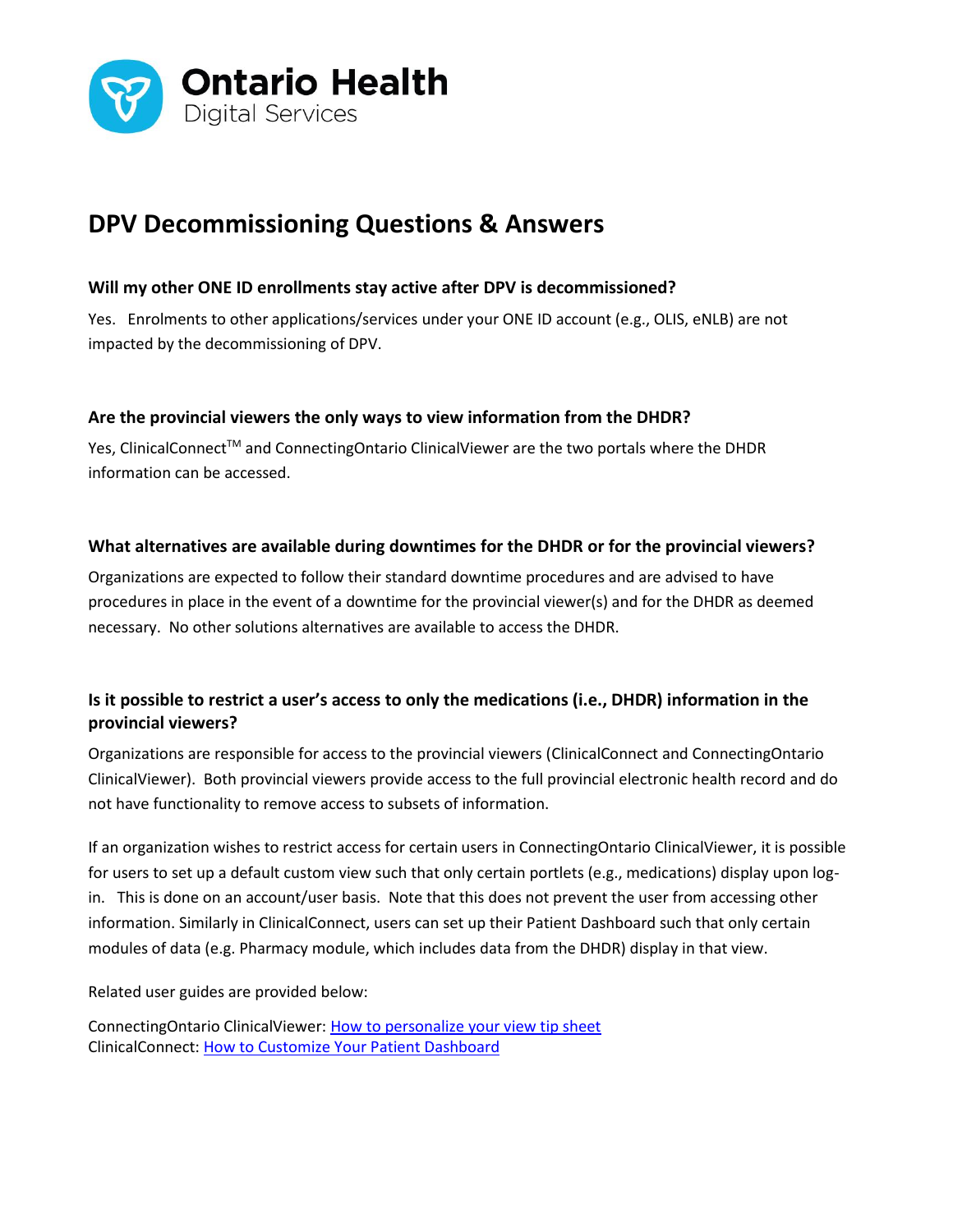Ontario Health
Digital Services

# DPV Decommissioning Questions & Answers

### Will my other ONE ID enrollments stay active after DPV is decommissioned?

Yes. Enrolments to other applications/services under your ONE ID account (e.g., OLIS, eNLB) are not impacted by the decommissioning of DPV.

### Are the provincial viewers the only ways to view information from the DHDR?

Yes, ClinicalConnect™ and ConnectingOntario ClinicalViewer are the two portals where the DHDR information can be accessed.

### What alternatives are available during downtimes for the DHDR or for the provincial viewers?

Organizations are expected to follow their standard downtime procedures and are advised to have procedures in place in the event of a downtime for the provincial viewer(s) and for the DHDR as deemed necessary. No other solutions alternatives are available to access the DHDR.

### Is it possible to restrict a user's access to only the medications (i.e., DHDR) information in the provincial viewers?

Organizations are responsible for access to the provincial viewers (ClinicalConnect and ConnectingOntario ClinicalViewer). Both provincial viewers provide access to the full provincial electronic health record and do not have functionality to remove access to subsets of information.

If an organization wishes to restrict access for certain users in ConnectingOntario ClinicalViewer, it is possible for users to set up a default custom view such that only certain portlets (e.g., medications) display upon log-in. This is done on an account/user basis. Note that this does not prevent the user from accessing other information. Similarly in ClinicalConnect, users can set up their Patient Dashboard such that only certain modules of data (e.g. Pharmacy module, which includes data from the DHDR) display in that view.

Related user guides are provided below:

ConnectingOntario ClinicalViewer: How to personalize your view tip sheet
ClinicalConnect: How to Customize Your Patient Dashboard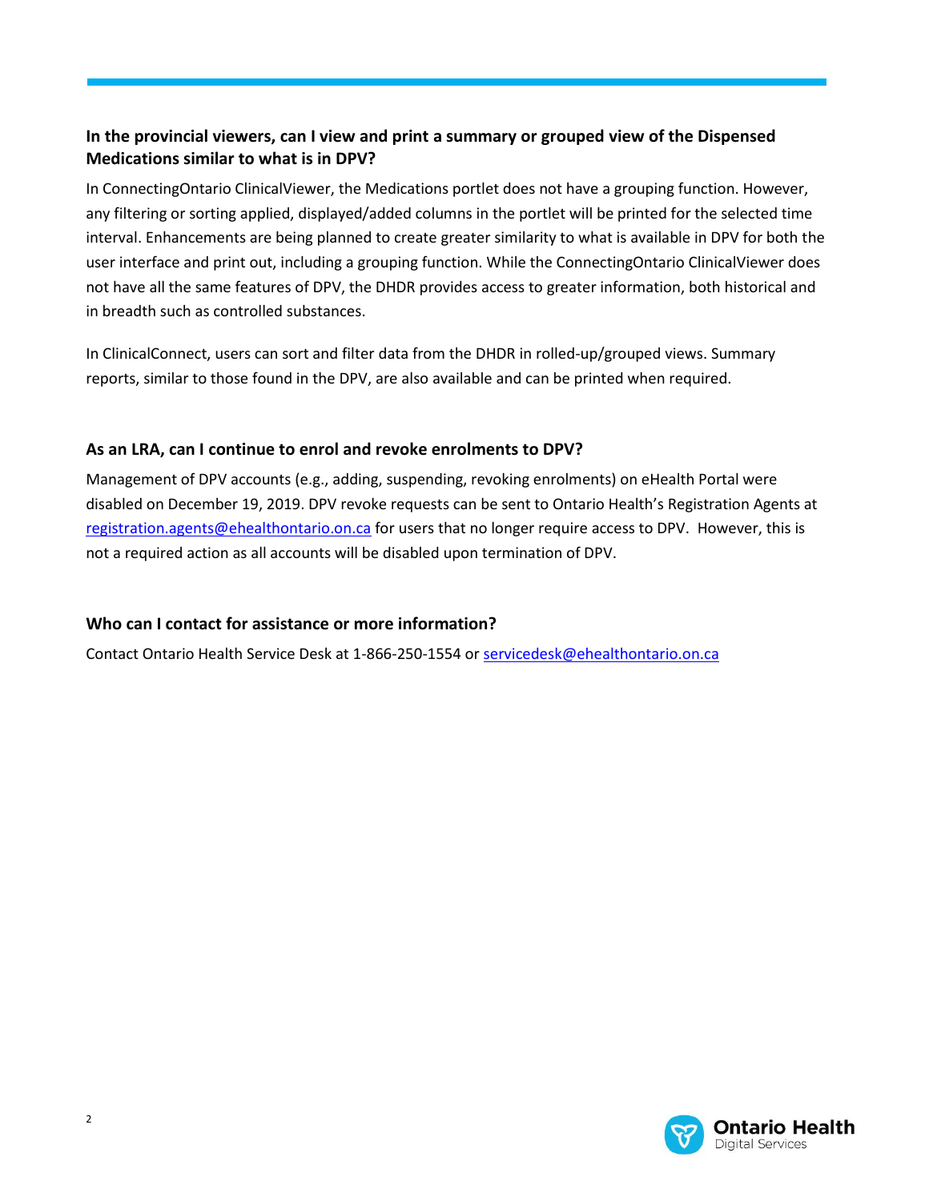### In the provincial viewers, can I view and print a summary or grouped view of the Dispensed Medications similar to what is in DPV?

In ConnectingOntario ClinicalViewer, the Medications portlet does not have a grouping function. However, any filtering or sorting applied, displayed/added columns in the portlet will be printed for the selected time interval. Enhancements are being planned to create greater similarity to what is available in DPV for both the user interface and print out, including a grouping function. While the ConnectingOntario ClinicalViewer does not have all the same features of DPV, the DHDR provides access to greater information, both historical and in breadth such as controlled substances.

In ClinicalConnect, users can sort and filter data from the DHDR in rolled-up/grouped views. Summary reports, similar to those found in the DPV, are also available and can be printed when required.

### As an LRA, can I continue to enrol and revoke enrolments to DPV?

Management of DPV accounts (e.g., adding, suspending, revoking enrolments) on eHealth Portal were disabled on December 19, 2019. DPV revoke requests can be sent to Ontario Health's Registration Agents at [registration.agents@ehealthontario.on.ca](mailto:registration.agents@ehealthontario.on.ca) for users that no longer require access to DPV. However, this is not a required action as all accounts will be disabled upon termination of DPV.

### Who can I contact for assistance or more information?

Contact Ontario Health Service Desk at 1-866-250-1554 or [servicedesk@ehealthontario.on.ca](mailto:servicedesk@ehealthontario.on.ca)